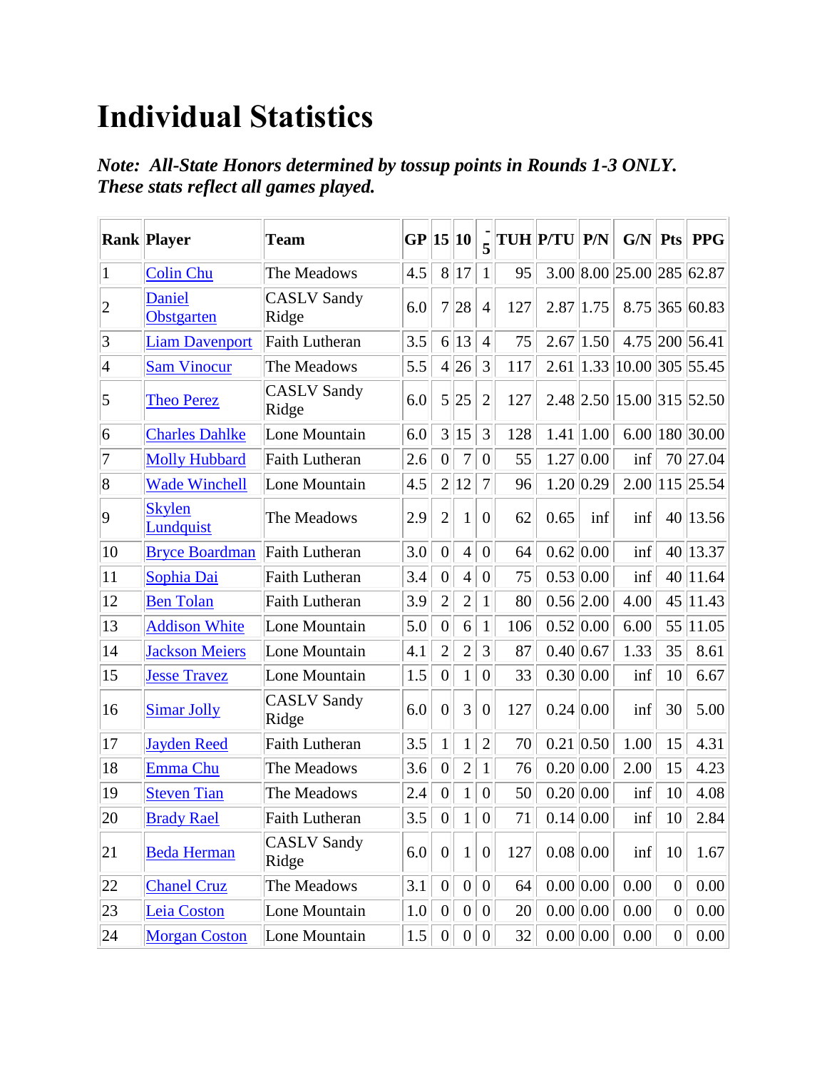# Individual Statistics

***Note: All-State Honors determined by tossup points in Rounds 1-3 ONLY. These stats reflect all games played.***

| Rank | Player | Team | GP | 15 | 10 | -5 | TUH | P/TU | P/N | G/N | Pts | PPG |
|---|---|---|---|---|---|---|---|---|---|---|---|---|
| 1 | Colin Chu | The Meadows | 4.5 | 8 | 17 | 1 | 95 | 3.00 | 8.00 | 25.00 | 285 | 62.87 |
| 2 | Daniel Obstgarten | CASLV Sandy Ridge | 6.0 | 7 | 28 | 4 | 127 | 2.87 | 1.75 | 8.75 | 365 | 60.83 |
| 3 | Liam Davenport | Faith Lutheran | 3.5 | 6 | 13 | 4 | 75 | 2.67 | 1.50 | 4.75 | 200 | 56.41 |
| 4 | Sam Vinocur | The Meadows | 5.5 | 4 | 26 | 3 | 117 | 2.61 | 1.33 | 10.00 | 305 | 55.45 |
| 5 | Theo Perez | CASLV Sandy Ridge | 6.0 | 5 | 25 | 2 | 127 | 2.48 | 2.50 | 15.00 | 315 | 52.50 |
| 6 | Charles Dahlke | Lone Mountain | 6.0 | 3 | 15 | 3 | 128 | 1.41 | 1.00 | 6.00 | 180 | 30.00 |
| 7 | Molly Hubbard | Faith Lutheran | 2.6 | 0 | 7 | 0 | 55 | 1.27 | 0.00 | inf | 70 | 27.04 |
| 8 | Wade Winchell | Lone Mountain | 4.5 | 2 | 12 | 7 | 96 | 1.20 | 0.29 | 2.00 | 115 | 25.54 |
| 9 | Skylen Lundquist | The Meadows | 2.9 | 2 | 1 | 0 | 62 | 0.65 | inf | inf | 40 | 13.56 |
| 10 | Bryce Boardman | Faith Lutheran | 3.0 | 0 | 4 | 0 | 64 | 0.62 | 0.00 | inf | 40 | 13.37 |
| 11 | Sophia Dai | Faith Lutheran | 3.4 | 0 | 4 | 0 | 75 | 0.53 | 0.00 | inf | 40 | 11.64 |
| 12 | Ben Tolan | Faith Lutheran | 3.9 | 2 | 2 | 1 | 80 | 0.56 | 2.00 | 4.00 | 45 | 11.43 |
| 13 | Addison White | Lone Mountain | 5.0 | 0 | 6 | 1 | 106 | 0.52 | 0.00 | 6.00 | 55 | 11.05 |
| 14 | Jackson Meiers | Lone Mountain | 4.1 | 2 | 2 | 3 | 87 | 0.40 | 0.67 | 1.33 | 35 | 8.61 |
| 15 | Jesse Travez | Lone Mountain | 1.5 | 0 | 1 | 0 | 33 | 0.30 | 0.00 | inf | 10 | 6.67 |
| 16 | Simar Jolly | CASLV Sandy Ridge | 6.0 | 0 | 3 | 0 | 127 | 0.24 | 0.00 | inf | 30 | 5.00 |
| 17 | Jayden Reed | Faith Lutheran | 3.5 | 1 | 1 | 2 | 70 | 0.21 | 0.50 | 1.00 | 15 | 4.31 |
| 18 | Emma Chu | The Meadows | 3.6 | 0 | 2 | 1 | 76 | 0.20 | 0.00 | 2.00 | 15 | 4.23 |
| 19 | Steven Tian | The Meadows | 2.4 | 0 | 1 | 0 | 50 | 0.20 | 0.00 | inf | 10 | 4.08 |
| 20 | Brady Rael | Faith Lutheran | 3.5 | 0 | 1 | 0 | 71 | 0.14 | 0.00 | inf | 10 | 2.84 |
| 21 | Beda Herman | CASLV Sandy Ridge | 6.0 | 0 | 1 | 0 | 127 | 0.08 | 0.00 | inf | 10 | 1.67 |
| 22 | Chanel Cruz | The Meadows | 3.1 | 0 | 0 | 0 | 64 | 0.00 | 0.00 | 0.00 | 0 | 0.00 |
| 23 | Leia Coston | Lone Mountain | 1.0 | 0 | 0 | 0 | 20 | 0.00 | 0.00 | 0.00 | 0 | 0.00 |
| 24 | Morgan Coston | Lone Mountain | 1.5 | 0 | 0 | 0 | 32 | 0.00 | 0.00 | 0.00 | 0 | 0.00 |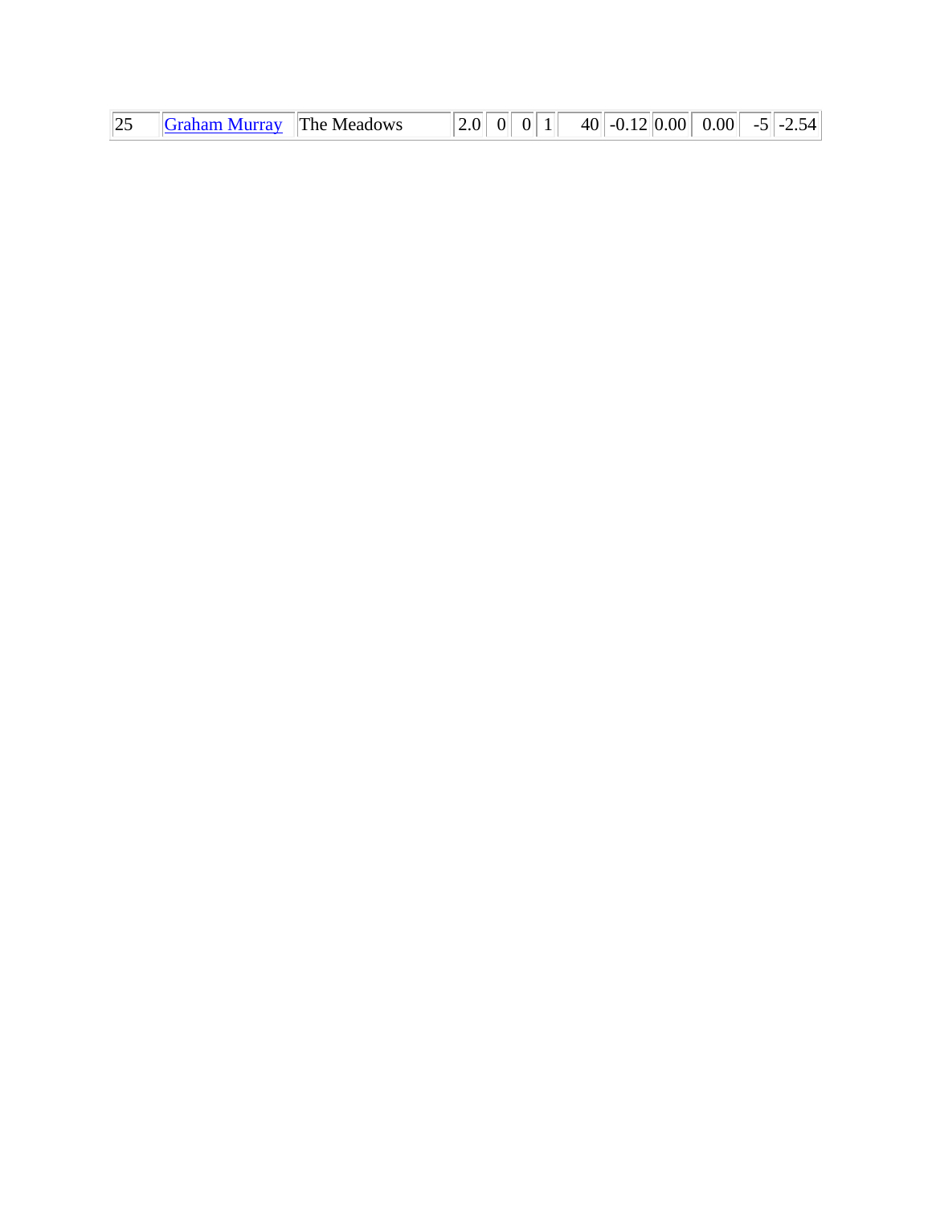| | | | | | | | | | | | | |
|---|---|---|---|---|---|---|---|---|---|---|---|---|
| 25 | Graham Murray | The Meadows | 2.0 | 0 | 0 | 1 | 40 | -0.12 | 0.00 | 0.00 | -5 | -2.54 |